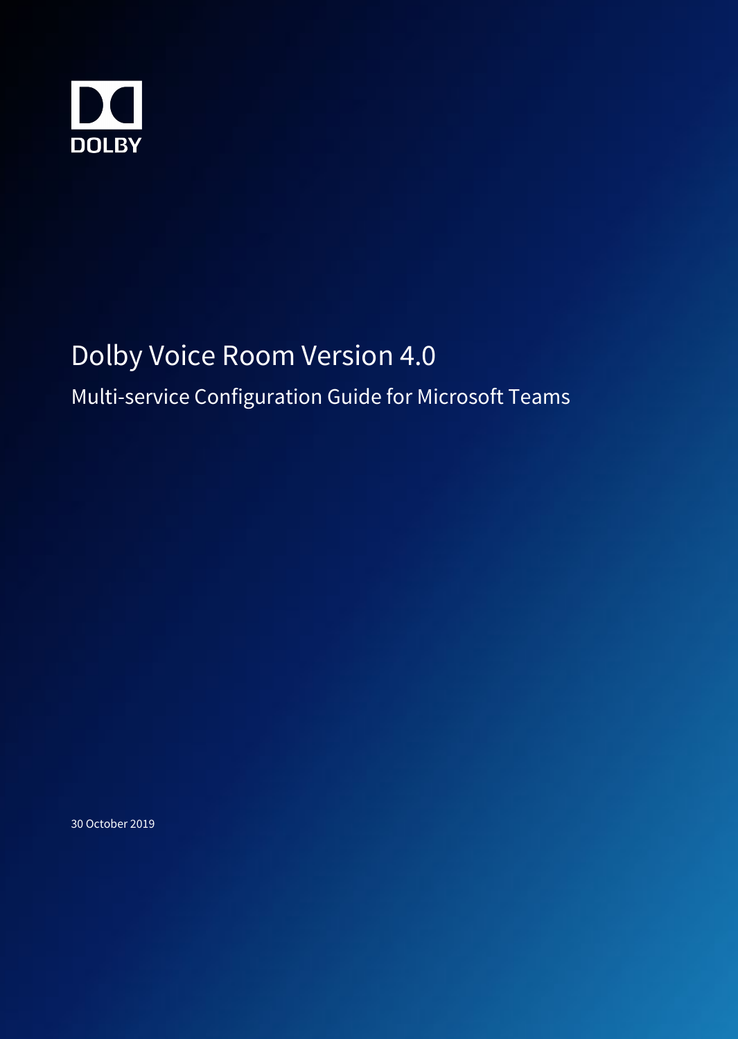DOLBY

# Dolby Voice Room Version 4.0

## Multi-service Configuration Guide for Microsoft Teams

30 October 2019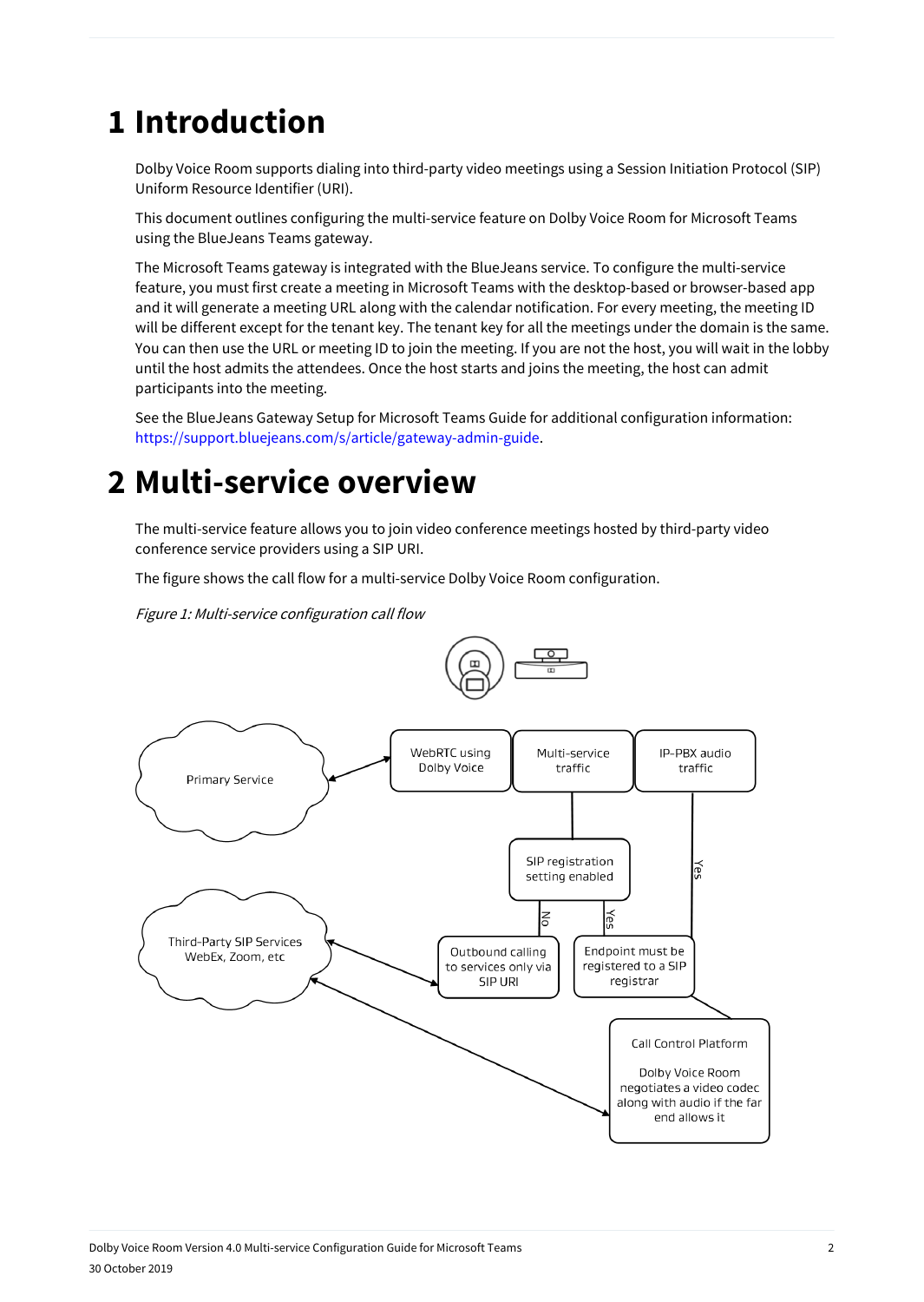# 1 Introduction

Dolby Voice Room supports dialing into third-party video meetings using a Session Initiation Protocol (SIP) Uniform Resource Identifier (URI).

This document outlines configuring the multi-service feature on Dolby Voice Room for Microsoft Teams using the BlueJeans Teams gateway.

The Microsoft Teams gateway is integrated with the BlueJeans service. To configure the multi-service feature, you must first create a meeting in Microsoft Teams with the desktop-based or browser-based app and it will generate a meeting URL along with the calendar notification. For every meeting, the meeting ID will be different except for the tenant key. The tenant key for all the meetings under the domain is the same. You can then use the URL or meeting ID to join the meeting. If you are not the host, you will wait in the lobby until the host admits the attendees. Once the host starts and joins the meeting, the host can admit participants into the meeting.

See the BlueJeans Gateway Setup for Microsoft Teams Guide for additional configuration information: https://support.bluejeans.com/s/article/gateway-admin-guide.

# 2 Multi-service overview

The multi-service feature allows you to join video conference meetings hosted by third-party video conference service providers using a SIP URI.

The figure shows the call flow for a multi-service Dolby Voice Room configuration.

*Figure 1: Multi-service configuration call flow*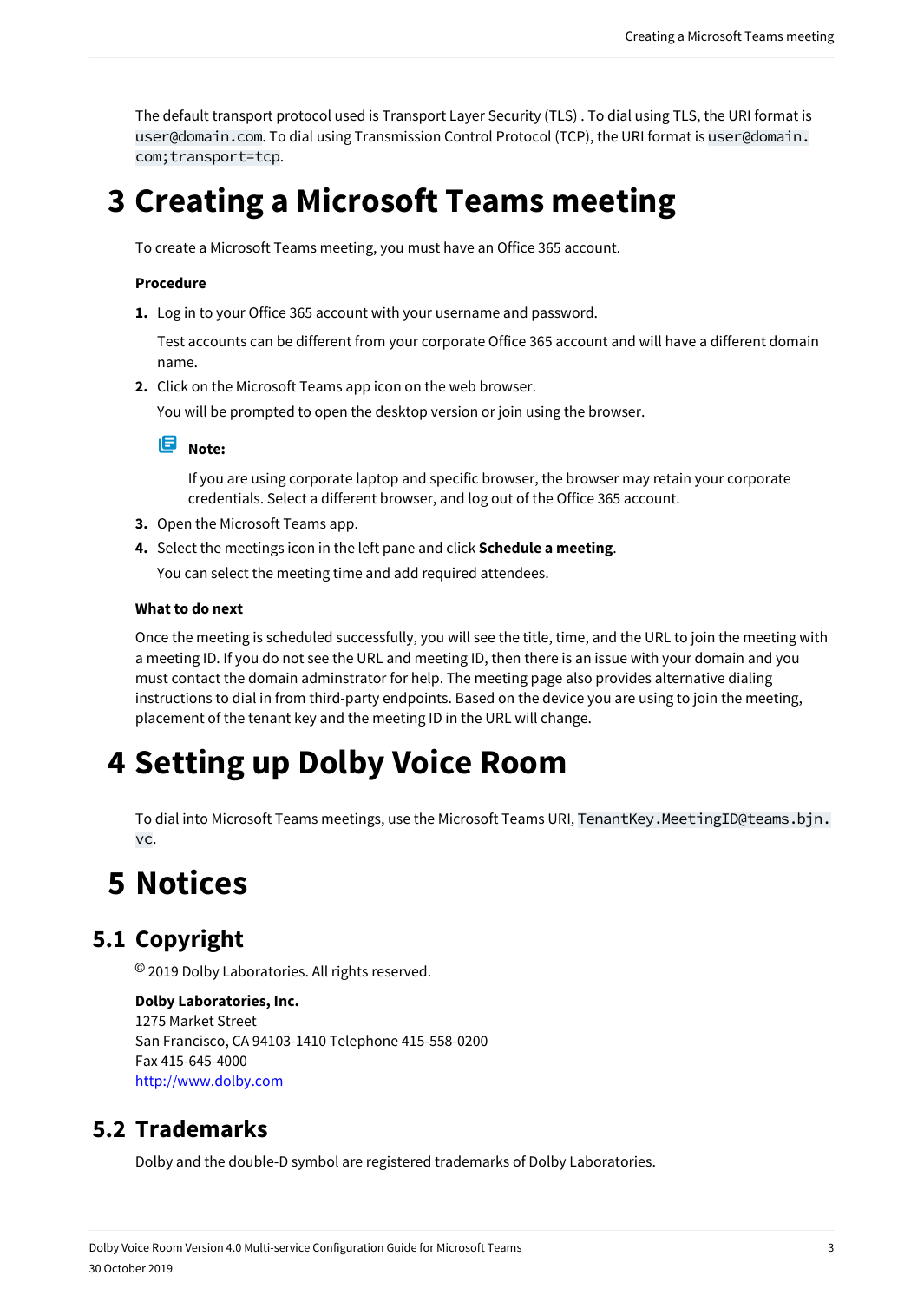The default transport protocol used is Transport Layer Security (TLS) . To dial using TLS, the URI format is `user@domain.com`. To dial using Transmission Control Protocol (TCP), the URI format is `user@domain.com;transport=tcp`.

# 3 Creating a Microsoft Teams meeting

To create a Microsoft Teams meeting, you must have an Office 365 account.

**Procedure**

1. Log in to your Office 365 account with your username and password.

   Test accounts can be different from your corporate Office 365 account and will have a different domain name.
2. Click on the Microsoft Teams app icon on the web browser.

   You will be prompted to open the desktop version or join using the browser.

   **Note:**

   If you are using corporate laptop and specific browser, the browser may retain your corporate credentials. Select a different browser, and log out of the Office 365 account.
3. Open the Microsoft Teams app.
4. Select the meetings icon in the left pane and click **Schedule a meeting**.

   You can select the meeting time and add required attendees.

**What to do next**

Once the meeting is scheduled successfully, you will see the title, time, and the URL to join the meeting with a meeting ID. If you do not see the URL and meeting ID, then there is an issue with your domain and you must contact the domain adminstrator for help. The meeting page also provides alternative dialing instructions to dial in from third-party endpoints. Based on the device you are using to join the meeting, placement of the tenant key and the meeting ID in the URL will change.

# 4 Setting up Dolby Voice Room

To dial into Microsoft Teams meetings, use the Microsoft Teams URI, `TenantKey.MeetingID@teams.bjn.vc`.

# 5 Notices

## 5.1 Copyright

© 2019 Dolby Laboratories. All rights reserved.

**Dolby Laboratories, Inc.**
1275 Market Street
San Francisco, CA 94103-1410 Telephone 415-558-0200
Fax 415-645-4000
http://www.dolby.com

## 5.2 Trademarks

Dolby and the double-D symbol are registered trademarks of Dolby Laboratories.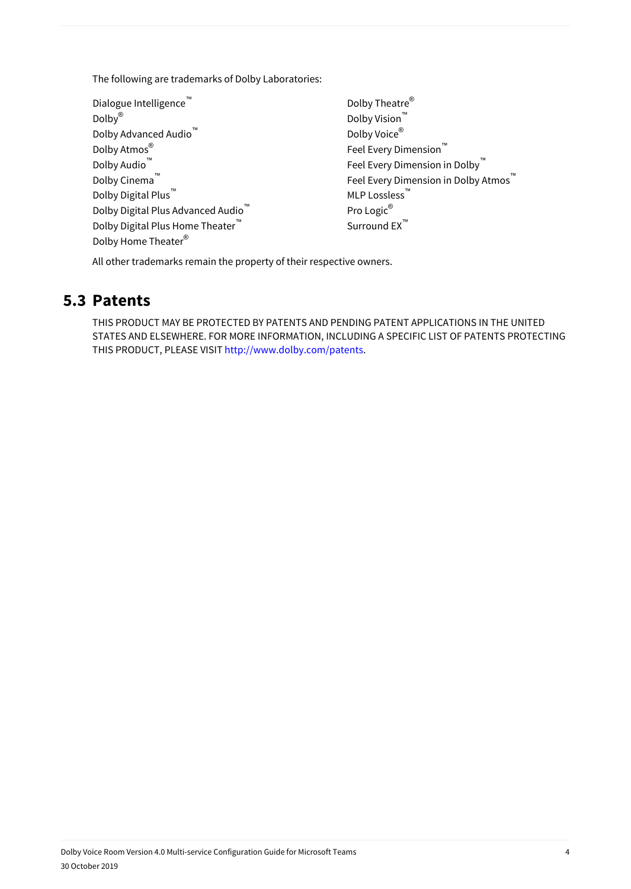The following are trademarks of Dolby Laboratories:

Dialogue Intelligence™
Dolby®
Dolby Advanced Audio™
Dolby Atmos®
Dolby Audio™
Dolby Cinema™
Dolby Digital Plus™
Dolby Digital Plus Advanced Audio™
Dolby Digital Plus Home Theater™
Dolby Home Theater®
Dolby Theatre®
Dolby Vision™
Dolby Voice®
Feel Every Dimension™
Feel Every Dimension in Dolby™
Feel Every Dimension in Dolby Atmos™
MLP Lossless™
Pro Logic®
Surround EX™

All other trademarks remain the property of their respective owners.

## 5.3 Patents

THIS PRODUCT MAY BE PROTECTED BY PATENTS AND PENDING PATENT APPLICATIONS IN THE UNITED STATES AND ELSEWHERE. FOR MORE INFORMATION, INCLUDING A SPECIFIC LIST OF PATENTS PROTECTING THIS PRODUCT, PLEASE VISIT http://www.dolby.com/patents.